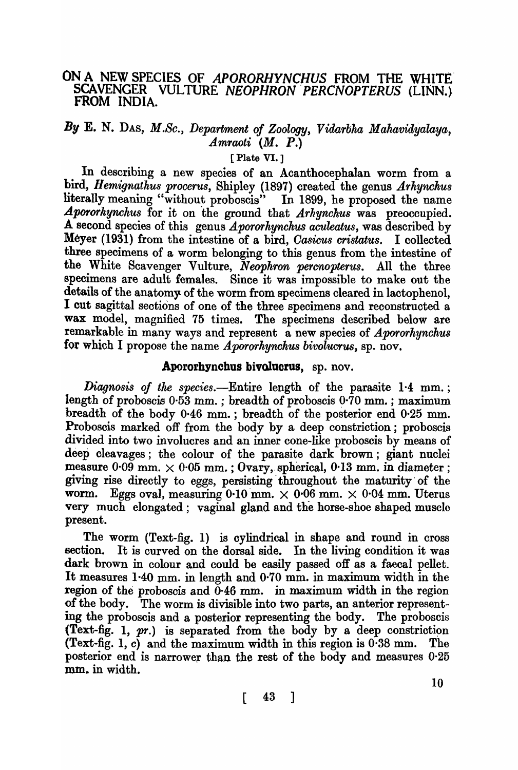# ON A NEW SPECIES OF *APORORHYNCHUS* FROM THE WHITE SCAVENGER VULTURE *NEOPHRON PERCNOPTERUS* (LINN.) FROM INDIA.

*By* E. N. DAS, *M.Sc., Department of Zoology, Vidarbha Mahavidyalaya, Amraoti (M. P.)*

[ Plate VI. ]

In describing a new species of an Acanthocephalan worm from a bird, *Hemignathus procerus*, Shipley (1897) created the genus *Arhynchus* literally meaning "without proboscis" In 1899, he proposed the name *Apororhynchus* for it on the ground that *Arhynchus* was preoccupied. A second species of this genus *Apororhynchus aculeatus*, was described by Méyer (1931) from the intestine of a bird, *Casicus cristatus*. I collected three specimens of a worm belonging to this genus from the intestine of the White Scavenger Vulture, *Neophron percnopterus*. All the three specimens are adult females. Since it was impossible to make out the details of the anatomy of the worm from specimens cleared in lactophenol, I cut sagittal sections of one of the three specimens and reconstructed a wax model, magnified 75 times. The specimens described below are remarkable in many ways and represent a new species of *Apororhynchus* for which I propose the name *Apororhynchus bivolucrus*, sp. nov.

## Apororhynchus bivolucrus, sp. nov.

*Diagnosis of the species.*—Entire length of the parasite 1·4 mm.; length of proboscis 0·53 mm.; breadth of proboscis 0·70 mm.; maximum breadth of the body 0·46 mm.; breadth of the posterior end 0·25 mm. Proboscis marked off from the body by a deep constriction; proboscis divided into two involucres and an inner cone-like proboscis by means of deep cleavages; the colour of the parasite dark brown; giant nuclei measure 0·09 mm. × 0·05 mm.; Ovary, spherical, 0·13 mm. in diameter; giving rise directly to eggs, persisting throughout the maturity of the worm. Eggs oval, measuring 0·10 mm. × 0·06 mm. × 0·04 mm. Uterus very much elongated; vaginal gland and the horse-shoe shaped muscle present.

The worm (Text-fig. 1) is cylindrical in shape and round in cross section. It is curved on the dorsal side. In the living condition it was dark brown in colour and could be easily passed off as a faecal pellet. It measures 1·40 mm. in length and 0·70 mm. in maximum width in the region of the proboscis and 0·46 mm. in maximum width in the region of the body. The worm is divisible into two parts, an anterior representing the proboscis and a posterior representing the body. The proboscis (Text-fig. 1, *pr.*) is separated from the body by a deep constriction (Text-fig. 1, *c*) and the maximum width in this region is 0·38 mm. The posterior end is narrower than the rest of the body and measures 0·25 mm. in width.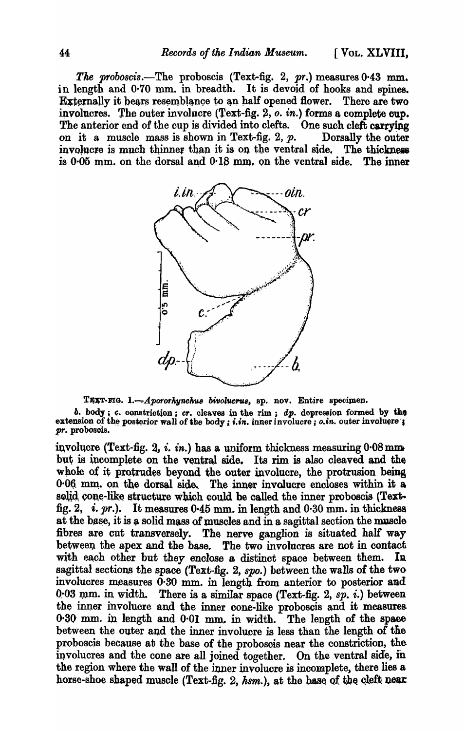*The proboscis*.—The proboscis (Text-fig. 2, *pr.*) measures 0·43 mm. in length and 0·70 mm. in breadth. It is devoid of hooks and spines. Externally it bears resemblance to an half opened flower. There are two involucres. The outer involucre (Text-fig. 2, *o. in.*) forms a complete cup. The anterior end of the cup is divided into clefts. One such cleft carrying on it a muscle mass is shown in Text-fig. 2, *p.* Dorsally the outer involucre is much thinner than it is on the ventral side. The thickness is 0·05 mm. on the dorsal and 0·18 mm. on the ventral side. The inner

TEXT-FIG. 1.—*Apororhynchus bivolucrus*, sp. nov. Entire specimen.

*b.* body; *c.* constriction; *cr.* cleaves in the rim; *dp.* depression formed by the extension of the posterior wall of the body; *i.in.* inner involucre; *o.in.* outer involucre; *pr.* proboscis.

involucre (Text-fig. 2, *i. in.*) has a uniform thickness measuring 0·08 mm. but is incomplete on the ventral side. Its rim is also cleaved and the whole of it protrudes beyond the outer involucre, the protrusion being 0·06 mm. on the dorsal side. The inner involucre encloses within it a solid cone-like structure which could be called the inner proboscis (Text-fig. 2, *i. pr.*). It measures 0·45 mm. in length and 0·30 mm. in thickness at the base, it is a solid mass of muscles and in a sagittal section the muscle fibres are cut transversely. The nerve ganglion is situated half way between the apex and the base. The two involucres are not in contact with each other but they enclose a distinct space between them. In sagittal sections the space (Text-fig. 2, *spo.*) between the walls of the two involucres measures 0·30 mm. in length from anterior to posterior and 0·03 mm. in width. There is a similar space (Text-fig. 2, *sp. i.*) between the inner involucre and the inner cone-like proboscis and it measures 0·30 mm. in length and 0·01 mm. in width. The length of the space between the outer and the inner involucre is less than the length of the proboscis because at the base of the proboscis near the constriction, the involucres and the cone are all joined together. On the ventral side, in the region where the wall of the inner involucre is incomplete, there lies a horse-shoe shaped muscle (Text-fig. 2, *hsm.*), at the base of the cleft near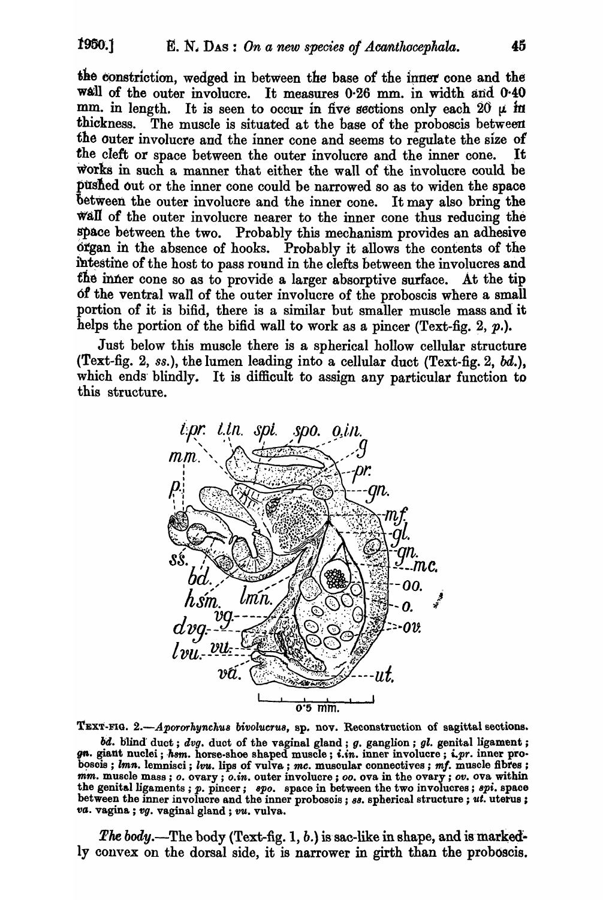the constriction, wedged in between the base of the inner cone and the wall of the outer involucre. It measures 0·26 mm. in width and 0·40 mm. in length. It is seen to occur in five sections only each 20 μ in thickness. The muscle is situated at the base of the proboscis between the outer involucre and the inner cone and seems to regulate the size of the cleft or space between the outer involucre and the inner cone. It works in such a manner that either the wall of the involucre could be pushed out or the inner cone could be narrowed so as to widen the space between the outer involucre and the inner cone. It may also bring the wall of the outer involucre nearer to the inner cone thus reducing the space between the two. Probably this mechanism provides an adhesive organ in the absence of hooks. Probably it allows the contents of the intestine of the host to pass round in the clefts between the involucres and the inner cone so as to provide a larger absorptive surface. At the tip of the ventral wall of the outer involucre of the proboscis where a small portion of it is bifid, there is a similar but smaller muscle mass and it helps the portion of the bifid wall to work as a pincer (Text-fig. 2, *p.*).

Just below this muscle there is a spherical hollow cellular structure (Text-fig. 2, *ss.*), the lumen leading into a cellular duct (Text-fig. 2, *bd.*), which ends blindly. It is difficult to assign any particular function to this structure.

TEXT-FIG. 2.—*Apororhynchus bivolucrus*, sp. nov. Reconstruction of sagittal sections. *bd.* blind duct; *dvg.* duct of the vaginal gland; *g.* ganglion; *gl.* genital ligament; *gn.* giant nuclei; *hsm.* horse-shoe shaped muscle; *i.in.* inner involucre; *i.pr.* inner proboscis; *lmn.* lemnisci; *lvu.* lips of vulva; *mc.* muscular connectives; *mf.* muscle fibres; *mm.* muscle mass; *o.* ovary; *o.in.* outer involucre; *oo.* ova in the ovary; *ov.* ova within the genital ligaments; *p.* pincer; *spo.* space in between the two involucres; *spi.* space between the inner involucre and the inner proboscis; *ss.* spherical structure; *ut.* uterus; *va.* vagina; *vg.* vaginal gland; *vu.* vulva.

*The body.*—The body (Text-fig. 1, *b.*) is sac-like in shape, and is markedly convex on the dorsal side, it is narrower in girth than the proboscis.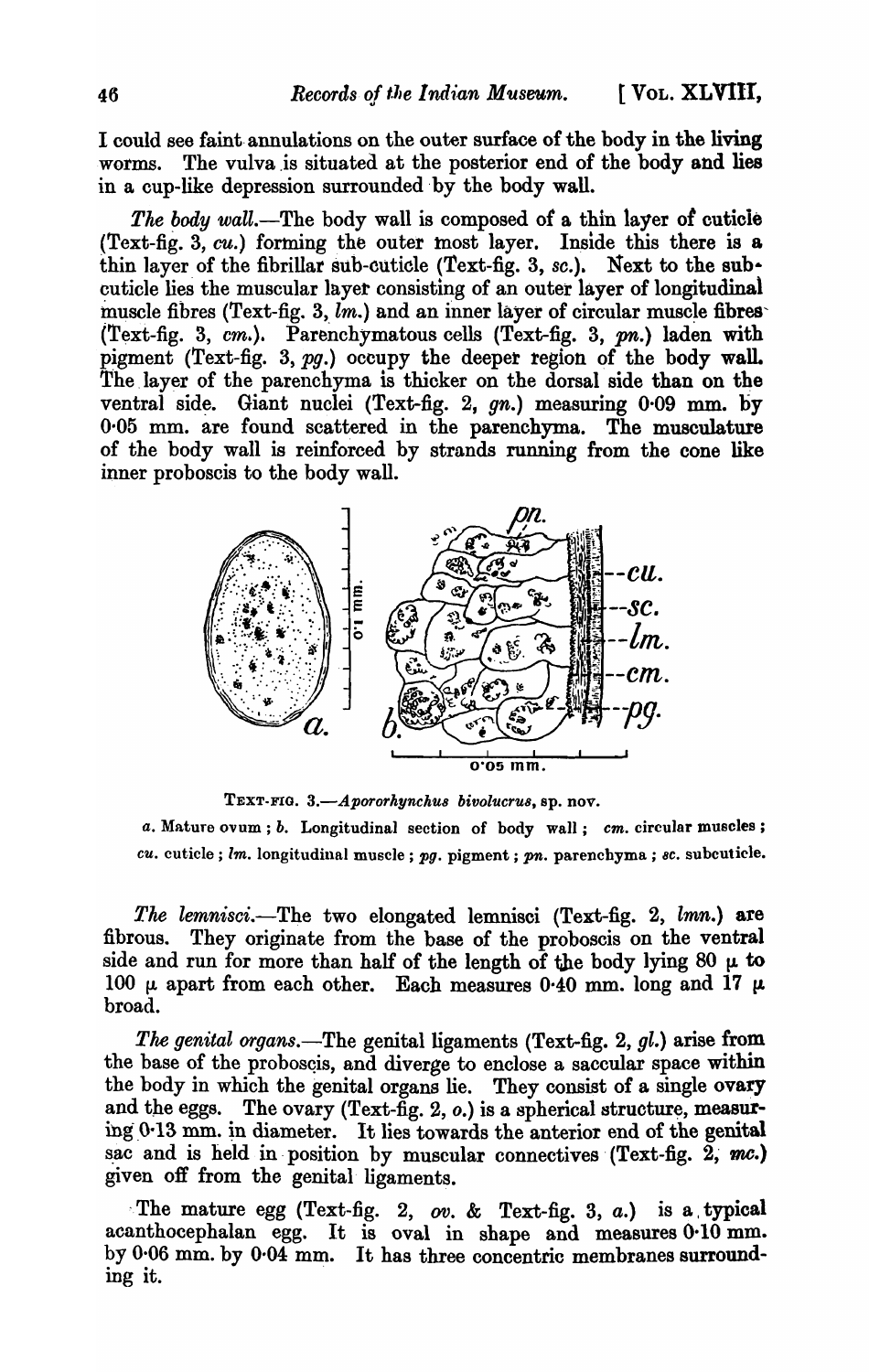I could see faint annulations on the outer surface of the body in the living worms. The vulva is situated at the posterior end of the body and lies in a cup-like depression surrounded by the body wall.

*The body wall*.—The body wall is composed of a thin layer of cuticle (Text-fig. 3, *cu.*) forming the outer most layer. Inside this there is a thin layer of the fibrillar sub-cuticle (Text-fig. 3, *sc.*). Next to the sub-cuticle lies the muscular layer consisting of an outer layer of longitudinal muscle fibres (Text-fig. 3, *lm.*) and an inner layer of circular muscle fibres (Text-fig. 3, *cm.*). Parenchymatous cells (Text-fig. 3, *pn.*) laden with pigment (Text-fig. 3, *pg.*) occupy the deeper region of the body wall. The layer of the parenchyma is thicker on the dorsal side than on the ventral side. Giant nuclei (Text-fig. 2, *gn.*) measuring 0·09 mm. by 0·05 mm. are found scattered in the parenchyma. The musculature of the body wall is reinforced by strands running from the cone like inner proboscis to the body wall.

TEXT-FIG. 3.—*Apororhynchus bivolucrus*, sp. nov.

*a*. Mature ovum; *b*. Longitudinal section of body wall; *cm*. circular muscles; *cu*. cuticle; *lm*. longitudinal muscle; *pg*. pigment; *pn*. parenchyma; *sc*. subcuticle.

*The lemnisci*.—The two elongated lemnisci (Text-fig. 2, *lmn.*) are fibrous. They originate from the base of the proboscis on the ventral side and run for more than half of the length of the body lying 80 μ to 100 μ apart from each other. Each measures 0·40 mm. long and 17 μ broad.

*The genital organs*.—The genital ligaments (Text-fig. 2, *gl.*) arise from the base of the proboscis, and diverge to enclose a saccular space within the body in which the genital organs lie. They consist of a single ovary and the eggs. The ovary (Text-fig. 2, *o.*) is a spherical structure, measuring 0·13 mm. in diameter. It lies towards the anterior end of the genital sac and is held in position by muscular connectives (Text-fig. 2, *mc.*) given off from the genital ligaments.

The mature egg (Text-fig. 2, *ov.* & Text-fig. 3, *a.*) is a typical acanthocephalan egg. It is oval in shape and measures 0·10 mm. by 0·06 mm. by 0·04 mm. It has three concentric membranes surrounding it.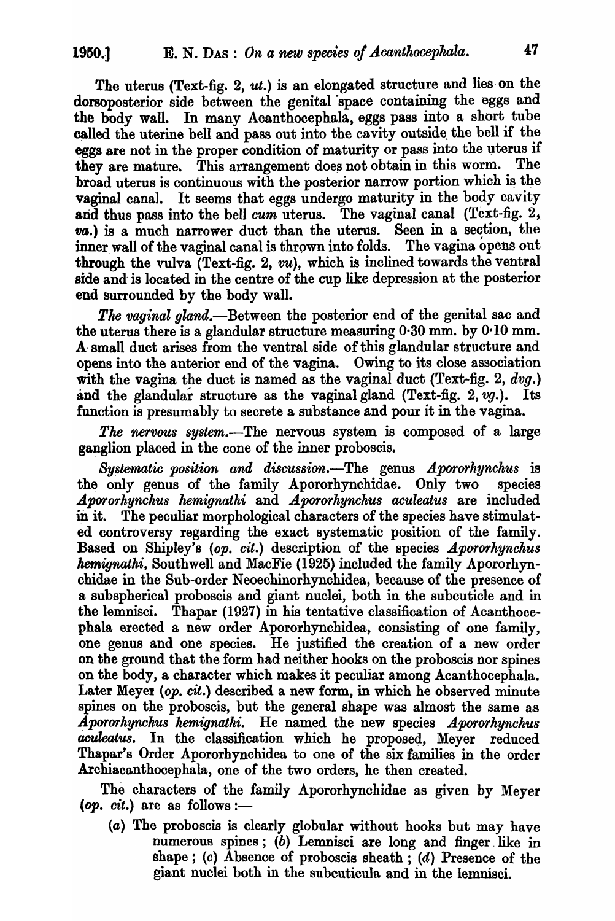The uterus (Text-fig. 2, *ut.*) is an elongated structure and lies on the dorsoposterior side between the genital space containing the eggs and the body wall. In many Acanthocephala, eggs pass into a short tube called the uterine bell and pass out into the cavity outside the bell if the eggs are not in the proper condition of maturity or pass into the uterus if they are mature. This arrangement does not obtain in this worm. The broad uterus is continuous with the posterior narrow portion which is the vaginal canal. It seems that eggs undergo maturity in the body cavity and thus pass into the bell *cum* uterus. The vaginal canal (Text-fig. 2, *va.*) is a much narrower duct than the uterus. Seen in a section, the inner wall of the vaginal canal is thrown into folds. The vagina opens out through the vulva (Text-fig. 2, *vu*), which is inclined towards the ventral side and is located in the centre of the cup like depression at the posterior end surrounded by the body wall.

*The vaginal gland.*—Between the posterior end of the genital sac and the uterus there is a glandular structure measuring 0·30 mm. by 0·10 mm. A small duct arises from the ventral side of this glandular structure and opens into the anterior end of the vagina. Owing to its close association with the vagina the duct is named as the vaginal duct (Text-fig. 2, *dvg.*) and the glandular structure as the vaginal gland (Text-fig. 2, *vg.*). Its function is presumably to secrete a substance and pour it in the vagina.

*The nervous system.*—The nervous system is composed of a large ganglion placed in the cone of the inner proboscis.

*Systematic position and discussion.*—The genus *Apororhynchus* is the only genus of the family Apororhynchidae. Only two species *Apororhynchus hemignathi* and *Apororhynchus aculeatus* are included in it. The peculiar morphological characters of the species have stimulated controversy regarding the exact systematic position of the family. Based on Shipley's (*op. cit.*) description of the species *Apororhynchus hemignathi*, Southwell and MacFie (1925) included the family Apororhynchidae in the Sub-order Neoechinorhynchidea, because of the presence of a subspherical proboscis and giant nuclei, both in the subcuticle and in the lemnisci. Thapar (1927) in his tentative classification of Acanthocephala erected a new order Apororhynchidea, consisting of one family, one genus and one species. He justified the creation of a new order on the ground that the form had neither hooks on the proboscis nor spines on the body, a character which makes it peculiar among Acanthocephala. Later Meyer (*op. cit.*) described a new form, in which he observed minute spines on the proboscis, but the general shape was almost the same as *Apororhynchus hemignathi*. He named the new species *Apororhynchus aculeatus*. In the classification which he proposed, Meyer reduced Thapar's Order Apororhynchidea to one of the six families in the order Archiacanthocephala, one of the two orders, he then created.

The characters of the family Apororhynchidae as given by Meyer (*op. cit.*) are as follows :—

(*a*) The proboscis is clearly globular without hooks but may have numerous spines ; (*b*) Lemnisci are long and finger like in shape ; (*c*) Absence of proboscis sheath ; (*d*) Presence of the giant nuclei both in the subcuticula and in the lemnisci.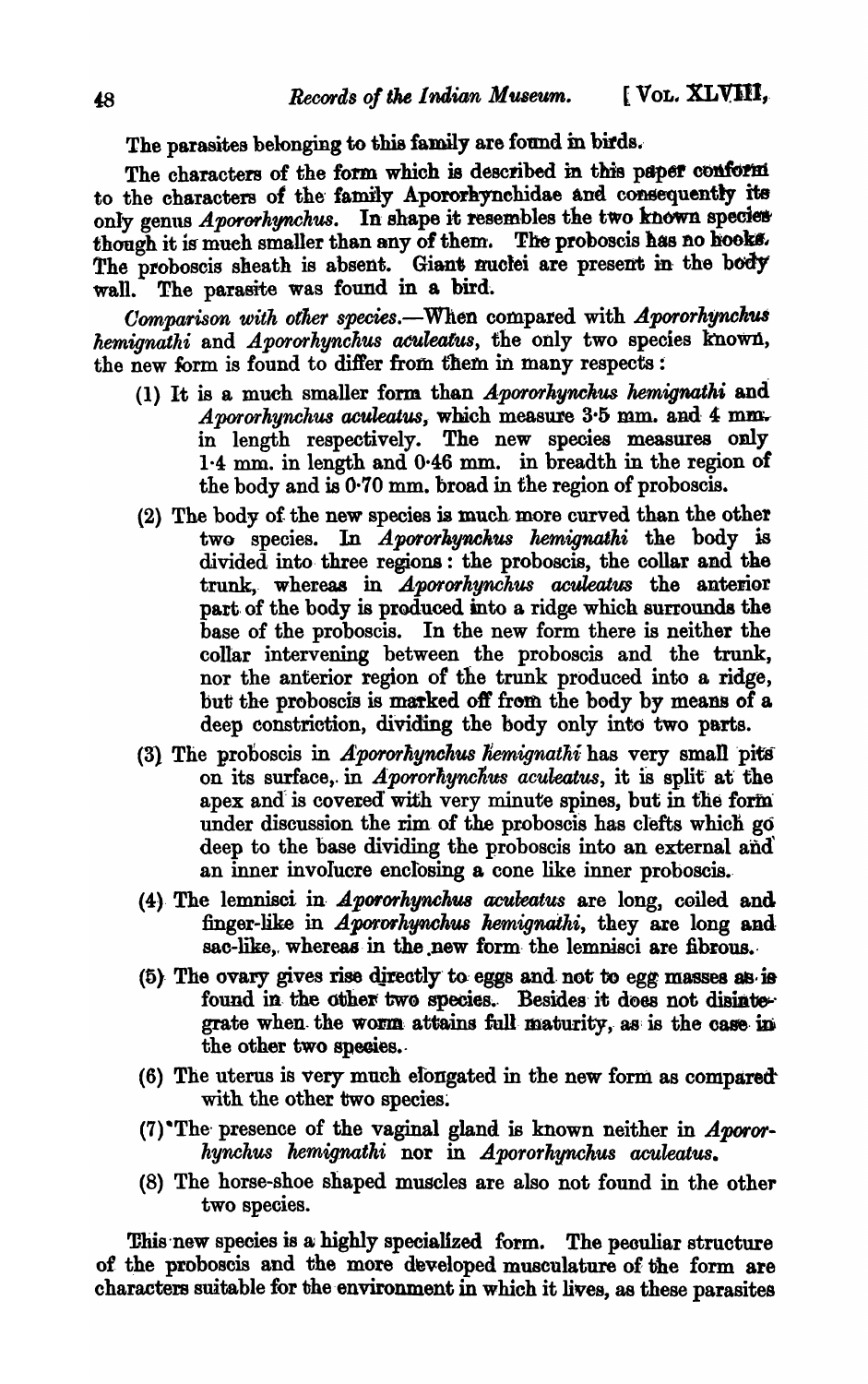The parasites belonging to this family are found in birds.

The characters of the form which is described in this paper conform to the characters of the family Apororhynchidae and consequently its only genus *Apororhynchus*. In shape it resembles the two known species though it is much smaller than any of them. The proboscis has no hooks. The proboscis sheath is absent. Giant nuclei are present in the body wall. The parasite was found in a bird.

*Comparison with other species.*—When compared with *Apororhynchus hemignathi* and *Apororhynchus aculeatus*, the only two species known, the new form is found to differ from them in many respects :

(1) It is a much smaller form than *Apororhynchus hemignathi* and *Apororhynchus aculeatus*, which measure 3·5 mm. and 4 mm. in length respectively. The new species measures only 1·4 mm. in length and 0·46 mm. in breadth in the region of the body and is 0·70 mm. broad in the region of proboscis.

(2) The body of the new species is much more curved than the other two species. In *Apororhynchus hemignathi* the body is divided into three regions : the proboscis, the collar and the trunk, whereas in *Apororhynchus aculeatus* the anterior part of the body is produced into a ridge which surrounds the base of the proboscis. In the new form there is neither the collar intervening between the proboscis and the trunk, nor the anterior region of the trunk produced into a ridge, but the proboscis is marked off from the body by means of a deep constriction, dividing the body only into two parts.

(3) The proboscis in *Apororhynchus hemignathi* has very small pits on its surface, in *Apororhynchus aculeatus*, it is split at the apex and is covered with very minute spines, but in the form under discussion the rim of the proboscis has clefts which go deep to the base dividing the proboscis into an external and an inner involucre enclosing a cone like inner proboscis.

(4) The lemnisci in *Apororhynchus aculeatus* are long, coiled and finger-like in *Apororhynchus hemignathi*, they are long and sac-like, whereas in the new form the lemnisci are fibrous.

(5) The ovary gives rise directly to eggs and not to egg masses as is found in the other two species. Besides it does not disintegrate when the worm attains full maturity, as is the case in the other two species.

(6) The uterus is very much elongated in the new form as compared with the other two species.

(7) The presence of the vaginal gland is known neither in *Apororhynchus hemignathi* nor in *Apororhynchus aculeatus*.

(8) The horse-shoe shaped muscles are also not found in the other two species.

This new species is a highly specialized form. The peculiar structure of the proboscis and the more developed musculature of the form are characters suitable for the environment in which it lives, as these parasites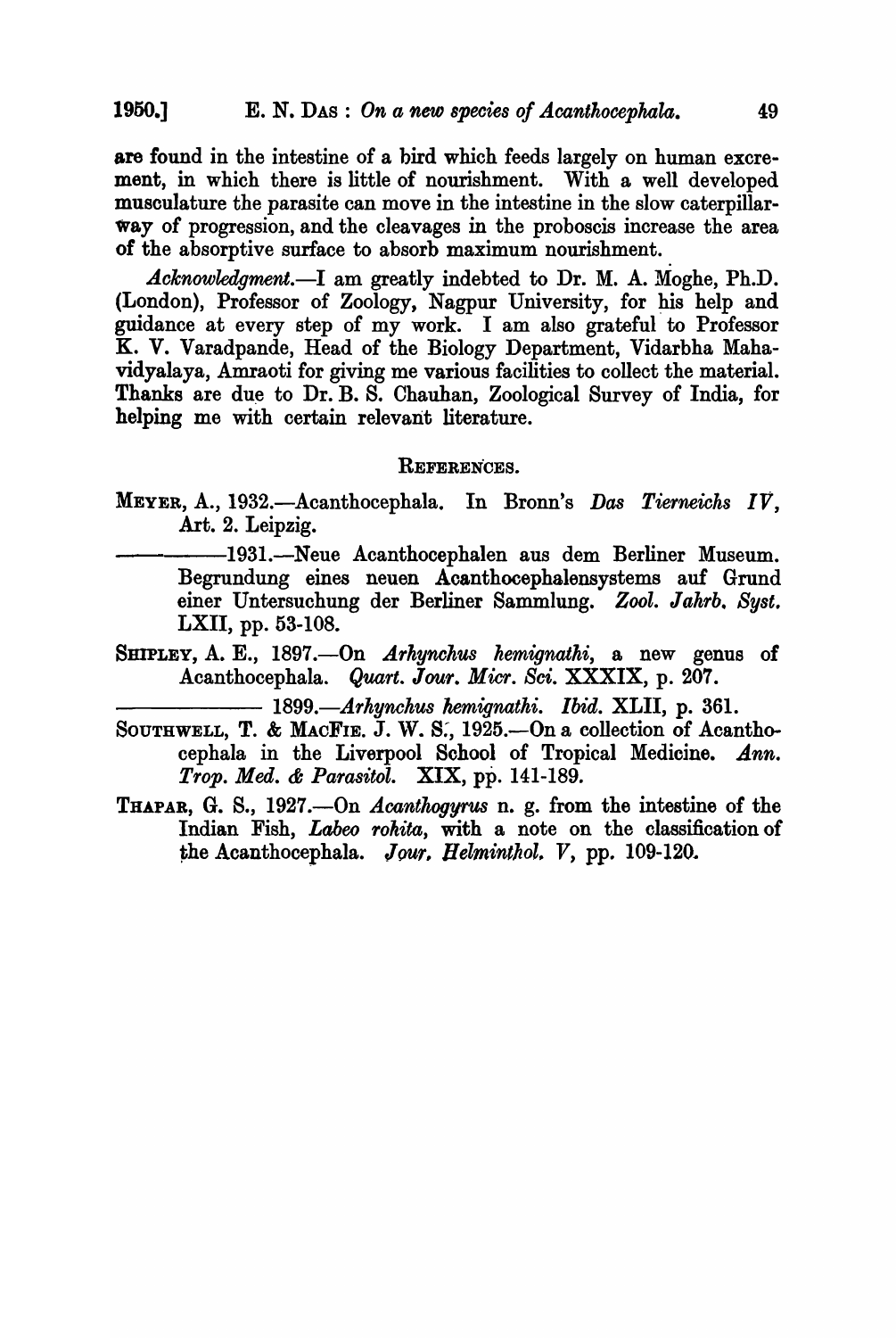are found in the intestine of a bird which feeds largely on human excrement, in which there is little of nourishment. With a well developed musculature the parasite can move in the intestine in the slow caterpillar-way of progression, and the cleavages in the proboscis increase the area of the absorptive surface to absorb maximum nourishment.

*Acknowledgment.*—I am greatly indebted to Dr. M. A. Moghe, Ph.D. (London), Professor of Zoology, Nagpur University, for his help and guidance at every step of my work. I am also grateful to Professor K. V. Varadpande, Head of the Biology Department, Vidarbha Mahavidyalaya, Amraoti for giving me various facilities to collect the material. Thanks are due to Dr. B. S. Chauhan, Zoological Survey of India, for helping me with certain relevant literature.

## REFERENCES.

MEYER, A., 1932.—Acanthocephala. In Bronn's *Das Tierneichs IV*, Art. 2. Leipzig.

——— 1931.—Neue Acanthocephalen aus dem Berliner Museum. Begrundung eines neuen Acanthocephalensystems auf Grund einer Untersuchung der Berliner Sammlung. *Zool. Jahrb. Syst.* LXII, pp. 53-108.

SHIPLEY, A. E., 1897.—On *Arhynchus hemignathi*, a new genus of Acanthocephala. *Quart. Jour. Micr. Sci.* XXXIX, p. 207.

——— 1899.—*Arhynchus hemignathi*. *Ibid.* XLII, p. 361.

SOUTHWELL, T. & MACFIE. J. W. S., 1925.—On a collection of Acanthocephala in the Liverpool School of Tropical Medicine. *Ann. Trop. Med. & Parasitol.* XIX, pp. 141-189.

THAPAR, G. S., 1927.—On *Acanthogyrus* n. g. from the intestine of the Indian Fish, *Labeo rohita*, with a note on the classification of the Acanthocephala. *Jour. Helminthol.* *V*, pp. 109-120.